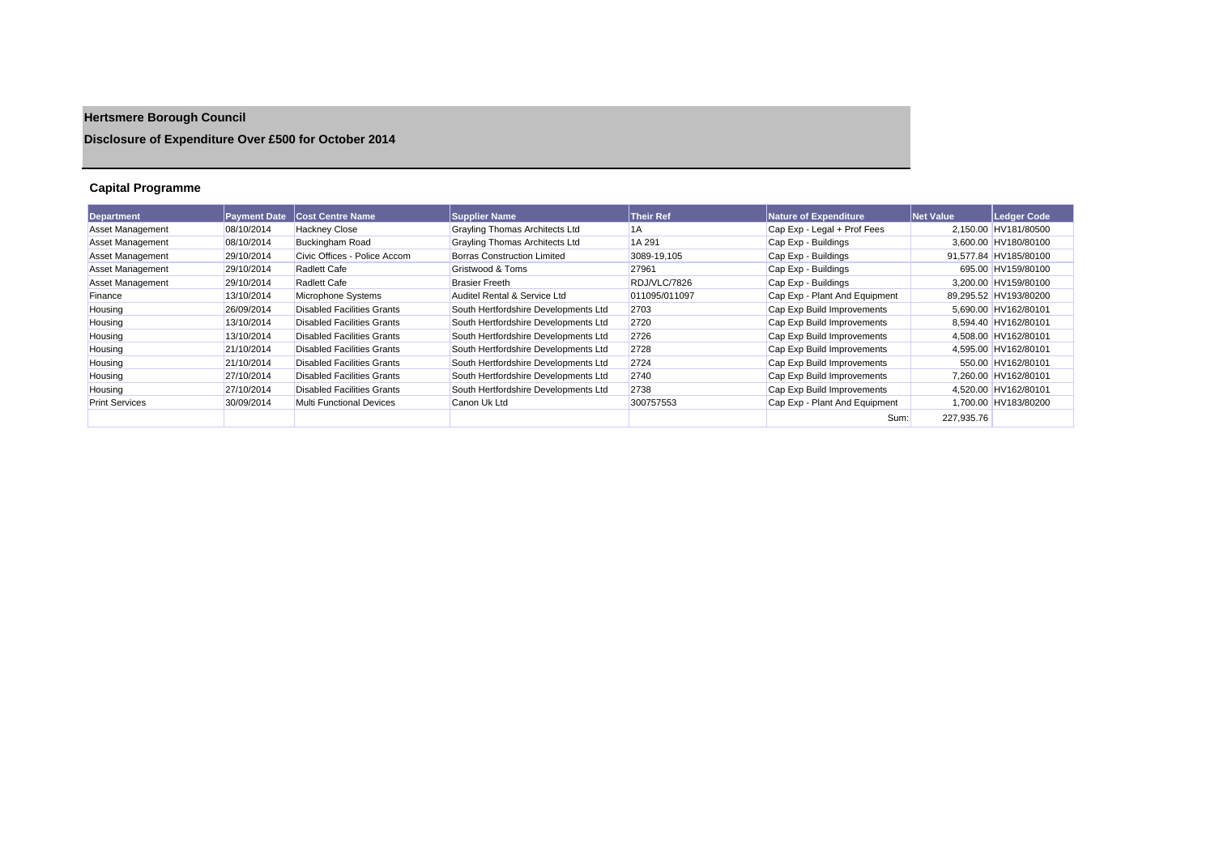# Hertsmere Borough Council

## Disclosure of Expenditure Over £500 for October 2014

### Capital Programme

| Department | Payment Date | Cost Centre Name | Supplier Name | Their Ref | Nature of Expenditure | Net Value | Ledger Code |
|---|---|---|---|---|---|---|---|
| Asset Management | 08/10/2014 | Hackney Close | Grayling Thomas Architects Ltd | 1A | Cap Exp - Legal + Prof Fees | 2,150.00 | HV181/80500 |
| Asset Management | 08/10/2014 | Buckingham Road | Grayling Thomas Architects Ltd | 1A 291 | Cap Exp - Buildings | 3,600.00 | HV180/80100 |
| Asset Management | 29/10/2014 | Civic Offices - Police Accom | Borras Construction Limited | 3089-19,105 | Cap Exp - Buildings | 91,577.84 | HV185/80100 |
| Asset Management | 29/10/2014 | Radlett Cafe | Gristwood & Toms | 27961 | Cap Exp - Buildings | 695.00 | HV159/80100 |
| Asset Management | 29/10/2014 | Radlett Cafe | Brasier Freeth | RDJ/VLC/7826 | Cap Exp - Buildings | 3,200.00 | HV159/80100 |
| Finance | 13/10/2014 | Microphone Systems | Auditel Rental & Service Ltd | 011095/011097 | Cap Exp - Plant And Equipment | 89,295.52 | HV193/80200 |
| Housing | 26/09/2014 | Disabled Facilities Grants | South Hertfordshire Developments Ltd | 2703 | Cap Exp Build Improvements | 5,690.00 | HV162/80101 |
| Housing | 13/10/2014 | Disabled Facilities Grants | South Hertfordshire Developments Ltd | 2720 | Cap Exp Build Improvements | 8,594.40 | HV162/80101 |
| Housing | 13/10/2014 | Disabled Facilities Grants | South Hertfordshire Developments Ltd | 2726 | Cap Exp Build Improvements | 4,508.00 | HV162/80101 |
| Housing | 21/10/2014 | Disabled Facilities Grants | South Hertfordshire Developments Ltd | 2728 | Cap Exp Build Improvements | 4,595.00 | HV162/80101 |
| Housing | 21/10/2014 | Disabled Facilities Grants | South Hertfordshire Developments Ltd | 2724 | Cap Exp Build Improvements | 550.00 | HV162/80101 |
| Housing | 27/10/2014 | Disabled Facilities Grants | South Hertfordshire Developments Ltd | 2740 | Cap Exp Build Improvements | 7,260.00 | HV162/80101 |
| Housing | 27/10/2014 | Disabled Facilities Grants | South Hertfordshire Developments Ltd | 2738 | Cap Exp Build Improvements | 4,520.00 | HV162/80101 |
| Print Services | 30/09/2014 | Multi Functional Devices | Canon Uk Ltd | 300757553 | Cap Exp - Plant And Equipment | 1,700.00 | HV183/80200 |
| | | | | | Sum: | 227,935.76 | |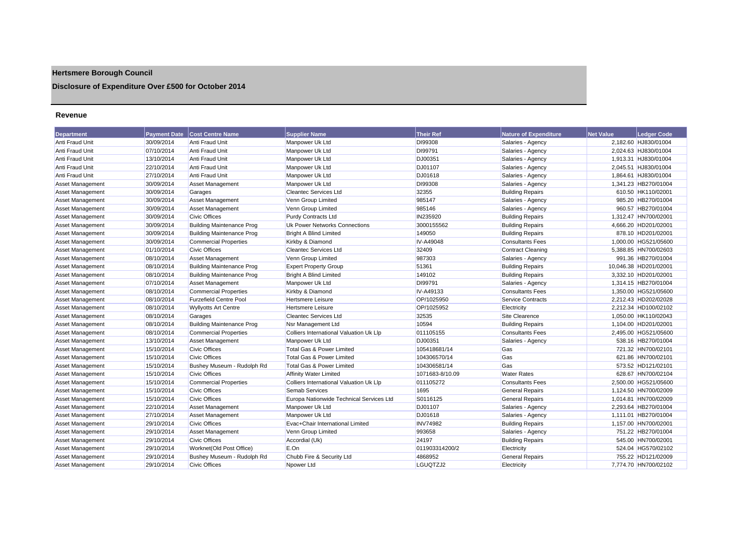# Hertsmere Borough Council

## Disclosure of Expenditure Over £500 for October 2014

### Revenue

| Department | Payment Date | Cost Centre Name | Supplier Name | Their Ref | Nature of Expenditure | Net Value | Ledger Code |
|---|---|---|---|---|---|---|---|
| Anti Fraud Unit | 30/09/2014 | Anti Fraud Unit | Manpower Uk Ltd | DI99308 | Salaries - Agency | 2,182.60 | HJ830/01004 |
| Anti Fraud Unit | 07/10/2014 | Anti Fraud Unit | Manpower Uk Ltd | DI99791 | Salaries - Agency | 2,024.63 | HJ830/01004 |
| Anti Fraud Unit | 13/10/2014 | Anti Fraud Unit | Manpower Uk Ltd | DJ00351 | Salaries - Agency | 1,913.31 | HJ830/01004 |
| Anti Fraud Unit | 22/10/2014 | Anti Fraud Unit | Manpower Uk Ltd | DJ01107 | Salaries - Agency | 2,045.51 | HJ830/01004 |
| Anti Fraud Unit | 27/10/2014 | Anti Fraud Unit | Manpower Uk Ltd | DJ01618 | Salaries - Agency | 1,864.61 | HJ830/01004 |
| Asset Management | 30/09/2014 | Asset Management | Manpower Uk Ltd | DI99308 | Salaries - Agency | 1,341.23 | HB270/01004 |
| Asset Management | 30/09/2014 | Garages | Cleantec Services Ltd | 32355 | Building Repairs | 610.50 | HK110/02001 |
| Asset Management | 30/09/2014 | Asset Management | Venn Group Limited | 985147 | Salaries - Agency | 985.20 | HB270/01004 |
| Asset Management | 30/09/2014 | Asset Management | Venn Group Limited | 985146 | Salaries - Agency | 960.57 | HB270/01004 |
| Asset Management | 30/09/2014 | Civic Offices | Purdy Contracts Ltd | IN235920 | Building Repairs | 1,312.47 | HN700/02001 |
| Asset Management | 30/09/2014 | Building Maintenance Prog | Uk Power Networks Connections | 3000155562 | Building Repairs | 4,666.20 | HD201/02001 |
| Asset Management | 30/09/2014 | Building Maintenance Prog | Bright A Blind Limited | 149050 | Building Repairs | 878.10 | HD201/02001 |
| Asset Management | 30/09/2014 | Commercial Properties | Kirkby & Diamond | IV-A49048 | Consultants Fees | 1,000.00 | HG521/05600 |
| Asset Management | 01/10/2014 | Civic Offices | Cleantec Services Ltd | 32409 | Contract Cleaning | 5,388.85 | HN700/02603 |
| Asset Management | 08/10/2014 | Asset Management | Venn Group Limited | 987303 | Salaries - Agency | 991.36 | HB270/01004 |
| Asset Management | 08/10/2014 | Building Maintenance Prog | Expert Property Group | 51361 | Building Repairs | 10,046.38 | HD201/02001 |
| Asset Management | 08/10/2014 | Building Maintenance Prog | Bright A Blind Limited | 149102 | Building Repairs | 3,332.10 | HD201/02001 |
| Asset Management | 07/10/2014 | Asset Management | Manpower Uk Ltd | DI99791 | Salaries - Agency | 1,314.15 | HB270/01004 |
| Asset Management | 08/10/2014 | Commercial Properties | Kirkby & Diamond | IV-A49133 | Consultants Fees | 1,350.00 | HG521/05600 |
| Asset Management | 08/10/2014 | Furzefield Centre Pool | Hertsmere Leisure | OP/1025950 | Service Contracts | 2,212.43 | HD202/02028 |
| Asset Management | 08/10/2014 | Wyllyotts Art Centre | Hertsmere Leisure | OP/1025952 | Electricity | 2,212.34 | HD100/02102 |
| Asset Management | 08/10/2014 | Garages | Cleantec Services Ltd | 32535 | Site Clearence | 1,050.00 | HK110/02043 |
| Asset Management | 08/10/2014 | Building Maintenance Prog | Nsr Management Ltd | 10594 | Building Repairs | 1,104.00 | HD201/02001 |
| Asset Management | 08/10/2014 | Commercial Properties | Colliers International Valuation Uk Llp | 011105155 | Consultants Fees | 2,495.00 | HG521/05600 |
| Asset Management | 13/10/2014 | Asset Management | Manpower Uk Ltd | DJ00351 | Salaries - Agency | 538.16 | HB270/01004 |
| Asset Management | 15/10/2014 | Civic Offices | Total Gas & Power Limited | 105418681/14 | Gas | 721.32 | HN700/02101 |
| Asset Management | 15/10/2014 | Civic Offices | Total Gas & Power Limited | 104306570/14 | Gas | 621.86 | HN700/02101 |
| Asset Management | 15/10/2014 | Bushey Museum - Rudolph Rd | Total Gas & Power Limited | 104306581/14 | Gas | 573.52 | HD121/02101 |
| Asset Management | 15/10/2014 | Civic Offices | Affinity Water Limited | 1071683-8/10.09 | Water Rates | 628.67 | HN700/02104 |
| Asset Management | 15/10/2014 | Commercial Properties | Colliers International Valuation Uk Llp | 011105272 | Consultants Fees | 2,500.00 | HG521/05600 |
| Asset Management | 15/10/2014 | Civic Offices | Semab Services | 1695 | General Repairs | 1,124.50 | HN700/02009 |
| Asset Management | 15/10/2014 | Civic Offices | Europa Nationwide Technical Services Ltd | S0116125 | General Repairs | 1,014.81 | HN700/02009 |
| Asset Management | 22/10/2014 | Asset Management | Manpower Uk Ltd | DJ01107 | Salaries - Agency | 2,293.64 | HB270/01004 |
| Asset Management | 27/10/2014 | Asset Management | Manpower Uk Ltd | DJ01618 | Salaries - Agency | 1,111.01 | HB270/01004 |
| Asset Management | 29/10/2014 | Civic Offices | Evac+Chair International Limited | INV74982 | Building Repairs | 1,157.00 | HN700/02001 |
| Asset Management | 29/10/2014 | Asset Management | Venn Group Limited | 993658 | Salaries - Agency | 751.22 | HB270/01004 |
| Asset Management | 29/10/2014 | Civic Offices | Accordial (Uk) | 24197 | Building Repairs | 545.00 | HN700/02001 |
| Asset Management | 29/10/2014 | Worknet(Old Post Office) | E.On | 011903314200/2 | Electricity | 524.04 | HG570/02102 |
| Asset Management | 29/10/2014 | Bushey Museum - Rudolph Rd | Chubb Fire & Security Ltd | 4868952 | General Repairs | 755.22 | HD121/02009 |
| Asset Management | 29/10/2014 | Civic Offices | Npower Ltd | LGUQTZJ2 | Electricity | 7,774.70 | HN700/02102 |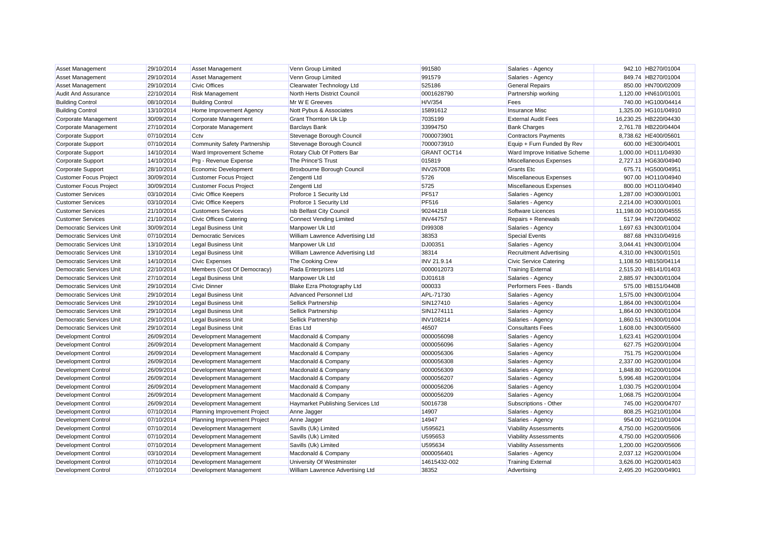| | | | | | | | |
|---|---|---|---|---|---|---|---|
| Asset Management | 29/10/2014 | Asset Management | Venn Group Limited | 991580 | Salaries - Agency | 942.10 | HB270/01004 |
| Asset Management | 29/10/2014 | Asset Management | Venn Group Limited | 991579 | Salaries - Agency | 849.74 | HB270/01004 |
| Asset Management | 29/10/2014 | Civic Offices | Clearwater Technology Ltd | 525186 | General Repairs | 850.00 | HN700/02009 |
| Audit And Assurance | 22/10/2014 | Risk Management | North Herts District Council | 0001628790 | Partnership working | 1,120.00 | HN610/01001 |
| Building Control | 08/10/2014 | Building Control | Mr W E Greeves | H/V/354 | Fees | 740.00 | HG100/04414 |
| Building Control | 13/10/2014 | Home Improvement Agency | Nott Pybus & Associates | 15891612 | Insurance Misc | 1,325.00 | HG101/04910 |
| Corporate Management | 30/09/2014 | Corporate Management | Grant Thornton Uk Llp | 7035199 | External Audit Fees | 16,230.25 | HB220/04430 |
| Corporate Management | 27/10/2014 | Corporate Management | Barclays Bank | 33994750 | Bank Charges | 2,761.78 | HB220/04404 |
| Corporate Support | 07/10/2014 | Cctv | Stevenage Borough Council | 7000073901 | Contractors Payments | 8,738.62 | HE400/05601 |
| Corporate Support | 07/10/2014 | Community Safety Partnership | Stevenage Borough Council | 7000073910 | Equip + Furn Funded By Rev | 600.00 | HE300/04001 |
| Corporate Support | 14/10/2014 | Ward Improvement Scheme | Rotary Club Of Potters Bar | GRANT OCT14 | Ward Improve Initiative Scheme | 1,000.00 | HD111/04930 |
| Corporate Support | 14/10/2014 | Prg - Revenue Expense | The Prince'S Trust | 015819 | Miscellaneous Expenses | 2,727.13 | HG630/04940 |
| Corporate Support | 28/10/2014 | Economic Development | Broxbourne Borough Council | INV267008 | Grants Etc | 675.71 | HG500/04951 |
| Customer Focus Project | 30/09/2014 | Customer Focus Project | Zengenti Ltd | 5726 | Miscellaneous Expenses | 907.00 | HO110/04940 |
| Customer Focus Project | 30/09/2014 | Customer Focus Project | Zengenti Ltd | 5725 | Miscellaneous Expenses | 800.00 | HO110/04940 |
| Customer Services | 03/10/2014 | Civic Office Keepers | Proforce 1 Security Ltd | PF517 | Salaries - Agency | 1,287.00 | HO300/01001 |
| Customer Services | 03/10/2014 | Civic Office Keepers | Proforce 1 Security Ltd | PF516 | Salaries - Agency | 2,214.00 | HO300/01001 |
| Customer Services | 21/10/2014 | Customers Services | Isb Belfast City Council | 90244218 | Software Licences | 11,198.00 | HO100/04555 |
| Customer Services | 21/10/2014 | Civic Offices Catering | Connect Vending Limited | INV44757 | Repairs + Renewals | 517.94 | HN720/04002 |
| Democratic Services Unit | 30/09/2014 | Legal Business Unit | Manpower Uk Ltd | DI99308 | Salaries - Agency | 1,697.63 | HN300/01004 |
| Democratic Services Unit | 07/10/2014 | Democratic Services | William Lawrence Advertising Ltd | 38353 | Special Events | 887.68 | HN310/04916 |
| Democratic Services Unit | 13/10/2014 | Legal Business Unit | Manpower Uk Ltd | DJ00351 | Salaries - Agency | 3,044.41 | HN300/01004 |
| Democratic Services Unit | 13/10/2014 | Legal Business Unit | William Lawrence Advertising Ltd | 38314 | Recruitment Advertising | 4,310.00 | HN300/01501 |
| Democratic Services Unit | 14/10/2014 | Civic Expenses | The Cooking Crew | INV 21.9.14 | Civic Service Catering | 1,108.50 | HB150/04114 |
| Democratic Services Unit | 22/10/2014 | Members (Cost Of Democracy) | Rada Enterprises Ltd | 0000012073 | Training External | 2,515.20 | HB141/01403 |
| Democratic Services Unit | 27/10/2014 | Legal Business Unit | Manpower Uk Ltd | DJ01618 | Salaries - Agency | 2,885.97 | HN300/01004 |
| Democratic Services Unit | 29/10/2014 | Civic Dinner | Blake Ezra Photography Ltd | 000033 | Performers Fees - Bands | 575.00 | HB151/04408 |
| Democratic Services Unit | 29/10/2014 | Legal Business Unit | Advanced Personnel Ltd | APL-71730 | Salaries - Agency | 1,575.00 | HN300/01004 |
| Democratic Services Unit | 29/10/2014 | Legal Business Unit | Sellick Partnership | SIN127410 | Salaries - Agency | 1,864.00 | HN300/01004 |
| Democratic Services Unit | 29/10/2014 | Legal Business Unit | Sellick Partnership | SIN1274111 | Salaries - Agency | 1,864.00 | HN300/01004 |
| Democratic Services Unit | 29/10/2014 | Legal Business Unit | Sellick Partnership | INV108214 | Salaries - Agency | 1,860.51 | HN300/01004 |
| Democratic Services Unit | 29/10/2014 | Legal Business Unit | Eras Ltd | 46507 | Consultants Fees | 1,608.00 | HN300/05600 |
| Development Control | 26/09/2014 | Development Management | Macdonald & Company | 0000056098 | Salaries - Agency | 1,623.41 | HG200/01004 |
| Development Control | 26/09/2014 | Development Management | Macdonald & Company | 0000056096 | Salaries - Agency | 627.75 | HG200/01004 |
| Development Control | 26/09/2014 | Development Management | Macdonald & Company | 0000056306 | Salaries - Agency | 751.75 | HG200/01004 |
| Development Control | 26/09/2014 | Development Management | Macdonald & Company | 0000056308 | Salaries - Agency | 2,337.00 | HG200/01004 |
| Development Control | 26/09/2014 | Development Management | Macdonald & Company | 0000056309 | Salaries - Agency | 1,848.80 | HG200/01004 |
| Development Control | 26/09/2014 | Development Management | Macdonald & Company | 0000056207 | Salaries - Agency | 5,996.48 | HG200/01004 |
| Development Control | 26/09/2014 | Development Management | Macdonald & Company | 0000056206 | Salaries - Agency | 1,030.75 | HG200/01004 |
| Development Control | 26/09/2014 | Development Management | Macdonald & Company | 0000056209 | Salaries - Agency | 1,068.75 | HG200/01004 |
| Development Control | 26/09/2014 | Development Management | Haymarket Publishing Services Ltd | 50016738 | Subscriptions - Other | 745.00 | HG200/04707 |
| Development Control | 07/10/2014 | Planning Improvement Project | Anne Jagger | 14907 | Salaries - Agency | 808.25 | HG210/01004 |
| Development Control | 07/10/2014 | Planning Improvement Project | Anne Jagger | 14947 | Salaries - Agency | 954.00 | HG210/01004 |
| Development Control | 07/10/2014 | Development Management | Savills (Uk) Limited | U595621 | Viability Assessments | 4,750.00 | HG200/05606 |
| Development Control | 07/10/2014 | Development Management | Savills (Uk) Limited | U595653 | Viability Assessments | 4,750.00 | HG200/05606 |
| Development Control | 07/10/2014 | Development Management | Savills (Uk) Limited | U595634 | Viability Assessments | 1,200.00 | HG200/05606 |
| Development Control | 03/10/2014 | Development Management | Macdonald & Company | 0000056401 | Salaries - Agency | 2,037.12 | HG200/01004 |
| Development Control | 07/10/2014 | Development Management | University Of Westminster | 14615432-002 | Training External | 3,626.00 | HG200/01403 |
| Development Control | 07/10/2014 | Development Management | William Lawrence Advertising Ltd | 38352 | Advertising | 2,495.20 | HG200/04901 |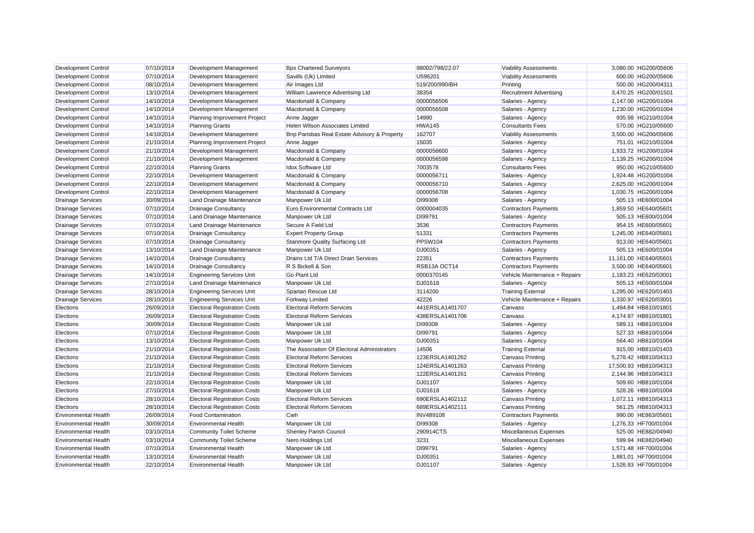| Development Control | 07/10/2014 | Development Management | Bps Chartered Surveyors | 98002/798/22.07 | Viability Assessments | 3,080.00 | HG200/05606 |
|---|---|---|---|---|---|---|---|
| Development Control | 07/10/2014 | Development Management | Savills (Uk) Limited | U596201 | Viability Assessments | 600.00 | HG200/05606 |
| Development Control | 08/10/2014 | Development Management | Air Images Ltd | 519/200/990/BH | Printing | 500.00 | HG200/04311 |
| Development Control | 13/10/2014 | Development Management | William Lawrence Advertising Ltd | 38354 | Recruitment Advertising | 3,470.25 | HG200/01501 |
| Development Control | 14/10/2014 | Development Management | Macdonald & Company | 0000056506 | Salaries - Agency | 1,147.00 | HG200/01004 |
| Development Control | 14/10/2014 | Development Management | Macdonald & Company | 0000056508 | Salaries - Agency | 1,230.00 | HG200/01004 |
| Development Control | 14/10/2014 | Planning Improvement Project | Anne Jagger | 14990 | Salaries - Agency | 935.98 | HG210/01004 |
| Development Control | 14/10/2014 | Planning Grants | Helen Wilson Associates Limited | HWA145 | Consultants Fees | 570.00 | HG210/05600 |
| Development Control | 14/10/2014 | Development Management | Bnp Parisbas Real Estate Advisory & Property | 162707 | Viability Assessments | 3,500.00 | HG200/05606 |
| Development Control | 21/10/2014 | Planning Improvement Project | Anne Jagger | 15035 | Salaries - Agency | 751.01 | HG210/01004 |
| Development Control | 21/10/2014 | Development Management | Macdonald & Company | 0000056600 | Salaries - Agency | 1,933.72 | HG200/01004 |
| Development Control | 21/10/2014 | Development Management | Macdonald & Company | 0000056598 | Salaries - Agency | 1,139.25 | HG200/01004 |
| Development Control | 22/10/2014 | Planning Grants | Idox Software Ltd | 7003578 | Consultants Fees | 950.00 | HG210/05600 |
| Development Control | 22/10/2014 | Development Management | Macdonald & Company | 0000056711 | Salaries - Agency | 1,924.48 | HG200/01004 |
| Development Control | 22/10/2014 | Development Management | Macdonald & Company | 0000056710 | Salaries - Agency | 2,625.00 | HG200/01004 |
| Development Control | 22/10/2014 | Development Management | Macdonald & Company | 0000056708 | Salaries - Agency | 1,030.75 | HG200/01004 |
| Drainage Services | 30/09/2014 | Land Drainage Maintenance | Manpower Uk Ltd | DI99308 | Salaries - Agency | 505.13 | HE600/01004 |
| Drainage Services | 07/10/2014 | Drainage Consultancy | Euro Environmental Contracts Ltd | 0000004035 | Contractors Payments | 1,859.50 | HE640/05601 |
| Drainage Services | 07/10/2014 | Land Drainage Maintenance | Manpower Uk Ltd | DI99791 | Salaries - Agency | 505.13 | HE600/01004 |
| Drainage Services | 07/10/2014 | Land Drainage Maintenance | Secure A Field Ltd | 3536 | Contractors Payments | 954.15 | HE600/05601 |
| Drainage Services | 07/10/2014 | Drainage Consultancy | Expert Property Group | 51331 | Contractors Payments | 1,245.00 | HE640/05601 |
| Drainage Services | 07/10/2014 | Drainage Consultancy | Stanmore Quality Surfacing Ltd | PPSW104 | Contractors Payments | 913.00 | HE640/05601 |
| Drainage Services | 13/10/2014 | Land Drainage Maintenance | Manpower Uk Ltd | DJ00351 | Salaries - Agency | 505.13 | HE600/01004 |
| Drainage Services | 14/10/2014 | Drainage Consultancy | Drains Ltd T/A Direct Drain Services | 22351 | Contractors Payments | 11,161.00 | HE640/05601 |
| Drainage Services | 14/10/2014 | Drainage Consultancy | R S Bickell & Son | RSB13A OCT14 | Contractors Payments | 3,500.00 | HE640/05601 |
| Drainage Services | 14/10/2014 | Engineering Services Unit | Go Plant Ltd | 0000370145 | Vehicle Maintenance + Repairs | 1,183.23 | HE620/03001 |
| Drainage Services | 27/10/2014 | Land Drainage Maintenance | Manpower Uk Ltd | DJ01618 | Salaries - Agency | 505.13 | HE600/01004 |
| Drainage Services | 28/10/2014 | Engineering Services Unit | Spartan Rescue Ltd | 3114200 | Training External | 1,295.00 | HE620/01403 |
| Drainage Services | 28/10/2014 | Engineering Services Unit | Forkway Limited | 42226 | Vehicle Maintenance + Repairs | 1,330.97 | HE620/03001 |
| Elections | 26/09/2014 | Electoral Registration Costs | Electoral Reform Services | 441ERSLA1401707 | Canvass | 1,494.84 | HB810/01801 |
| Elections | 26/09/2014 | Electoral Registration Costs | Electoral Reform Services | 438ERSLA1401706 | Canvass | 4,174.97 | HB810/01801 |
| Elections | 30/09/2014 | Electoral Registration Costs | Manpower Uk Ltd | DI99308 | Salaries - Agency | 589.11 | HB810/01004 |
| Elections | 07/10/2014 | Electoral Registration Costs | Manpower Uk Ltd | DI99791 | Salaries - Agency | 527.33 | HB810/01004 |
| Elections | 13/10/2014 | Electoral Registration Costs | Manpower Uk Ltd | DJ00351 | Salaries - Agency | 564.40 | HB810/01004 |
| Elections | 21/10/2014 | Electoral Registration Costs | The Association Of Electoral Administrators | 14506 | Training External | 915.00 | HB810/01403 |
| Elections | 21/10/2014 | Electoral Registration Costs | Electoral Reform Services | 123ERSLA1401262 | Canvass Printing | 5,278.42 | HB810/04313 |
| Elections | 21/10/2014 | Electoral Registration Costs | Electoral Reform Services | 124ERSLA1401263 | Canvass Printing | 17,500.93 | HB810/04313 |
| Elections | 21/10/2014 | Electoral Registration Costs | Electoral Reform Services | 122ERSLA1401261 | Canvass Printing | 2,144.96 | HB810/04313 |
| Elections | 22/10/2014 | Electoral Registration Costs | Manpower Uk Ltd | DJ01107 | Salaries - Agency | 509.60 | HB810/01004 |
| Elections | 27/10/2014 | Electoral Registration Costs | Manpower Uk Ltd | DJ01618 | Salaries - Agency | 528.26 | HB810/01004 |
| Elections | 28/10/2014 | Electoral Registration Costs | Electoral Reform Services | 690ERSLA1402112 | Canvass Printing | 1,072.11 | HB810/04313 |
| Elections | 28/10/2014 | Electoral Registration Costs | Electoral Reform Services | 689ERSLA1402111 | Canvass Printing | 561.25 | HB810/04313 |
| Environmental Health | 26/09/2014 | Food Contamination | Cieh | INV489108 | Contractors Payments | 990.00 | HE863/05601 |
| Environmental Health | 30/09/2014 | Environmental Health | Manpower Uk Ltd | DI99308 | Salaries - Agency | 1,276.33 | HF700/01004 |
| Environmental Health | 03/10/2014 | Community Toilet Scheme | Shenley Parish Council | 290914CTS | Miscellaneous Expenses | 525.00 | HE882/04940 |
| Environmental Health | 03/10/2014 | Community Toilet Scheme | Nero Holdings Ltd | 3231 | Miscellaneous Expenses | 599.94 | HE882/04940 |
| Environmental Health | 07/10/2014 | Environmental Health | Manpower Uk Ltd | DI99791 | Salaries - Agency | 1,571.48 | HF700/01004 |
| Environmental Health | 13/10/2014 | Environmental Health | Manpower Uk Ltd | DJ00351 | Salaries - Agency | 1,881.01 | HF700/01004 |
| Environmental Health | 22/10/2014 | Environmental Health | Manpower Uk Ltd | DJ01107 | Salaries - Agency | 1,526.93 | HF700/01004 |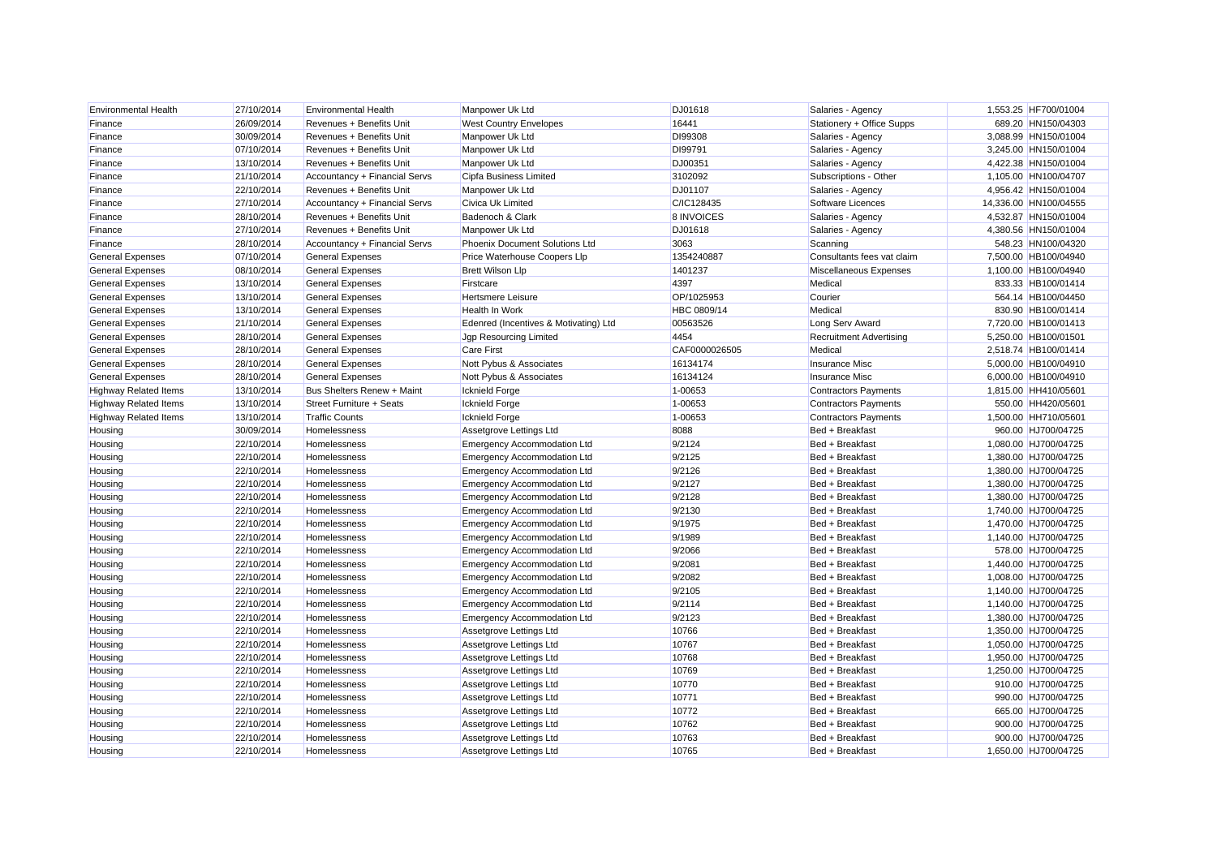| Environmental Health | 27/10/2014 | Environmental Health | Manpower Uk Ltd | DJ01618 | Salaries - Agency | 1,553.25 | HF700/01004 |
|---|---|---|---|---|---|---|---|
| Finance | 26/09/2014 | Revenues + Benefits Unit | West Country Envelopes | 16441 | Stationery + Office Supps | 689.20 | HN150/04303 |
| Finance | 30/09/2014 | Revenues + Benefits Unit | Manpower Uk Ltd | DI99308 | Salaries - Agency | 3,088.99 | HN150/01004 |
| Finance | 07/10/2014 | Revenues + Benefits Unit | Manpower Uk Ltd | DI99791 | Salaries - Agency | 3,245.00 | HN150/01004 |
| Finance | 13/10/2014 | Revenues + Benefits Unit | Manpower Uk Ltd | DJ00351 | Salaries - Agency | 4,422.38 | HN150/01004 |
| Finance | 21/10/2014 | Accountancy + Financial Servs | Cipfa Business Limited | 3102092 | Subscriptions - Other | 1,105.00 | HN100/04707 |
| Finance | 22/10/2014 | Revenues + Benefits Unit | Manpower Uk Ltd | DJ01107 | Salaries - Agency | 4,956.42 | HN150/01004 |
| Finance | 27/10/2014 | Accountancy + Financial Servs | Civica Uk Limited | C/IC128435 | Software Licences | 14,336.00 | HN100/04555 |
| Finance | 28/10/2014 | Revenues + Benefits Unit | Badenoch & Clark | 8 INVOICES | Salaries - Agency | 4,532.87 | HN150/01004 |
| Finance | 27/10/2014 | Revenues + Benefits Unit | Manpower Uk Ltd | DJ01618 | Salaries - Agency | 4,380.56 | HN150/01004 |
| Finance | 28/10/2014 | Accountancy + Financial Servs | Phoenix Document Solutions Ltd | 3063 | Scanning | 548.23 | HN100/04320 |
| General Expenses | 07/10/2014 | General Expenses | Price Waterhouse Coopers Llp | 1354240887 | Consultants fees vat claim | 7,500.00 | HB100/04940 |
| General Expenses | 08/10/2014 | General Expenses | Brett Wilson Llp | 1401237 | Miscellaneous Expenses | 1,100.00 | HB100/04940 |
| General Expenses | 13/10/2014 | General Expenses | Firstcare | 4397 | Medical | 833.33 | HB100/01414 |
| General Expenses | 13/10/2014 | General Expenses | Hertsmere Leisure | OP/1025953 | Courier | 564.14 | HB100/04450 |
| General Expenses | 13/10/2014 | General Expenses | Health In Work | HBC 0809/14 | Medical | 830.90 | HB100/01414 |
| General Expenses | 21/10/2014 | General Expenses | Edenred (Incentives & Motivating) Ltd | 00563526 | Long Serv Award | 7,720.00 | HB100/01413 |
| General Expenses | 28/10/2014 | General Expenses | Jgp Resourcing Limited | 4454 | Recruitment Advertising | 5,250.00 | HB100/01501 |
| General Expenses | 28/10/2014 | General Expenses | Care First | CAF0000026505 | Medical | 2,518.74 | HB100/01414 |
| General Expenses | 28/10/2014 | General Expenses | Nott Pybus & Associates | 16134174 | Insurance Misc | 5,000.00 | HB100/04910 |
| General Expenses | 28/10/2014 | General Expenses | Nott Pybus & Associates | 16134124 | Insurance Misc | 6,000.00 | HB100/04910 |
| Highway Related Items | 13/10/2014 | Bus Shelters Renew + Maint | Icknield Forge | 1-00653 | Contractors Payments | 1,815.00 | HH410/05601 |
| Highway Related Items | 13/10/2014 | Street Furniture + Seats | Icknield Forge | 1-00653 | Contractors Payments | 550.00 | HH420/05601 |
| Highway Related Items | 13/10/2014 | Traffic Counts | Icknield Forge | 1-00653 | Contractors Payments | 1,500.00 | HH710/05601 |
| Housing | 30/09/2014 | Homelessness | Assetgrove Lettings Ltd | 8088 | Bed + Breakfast | 960.00 | HJ700/04725 |
| Housing | 22/10/2014 | Homelessness | Emergency Accommodation Ltd | 9/2124 | Bed + Breakfast | 1,080.00 | HJ700/04725 |
| Housing | 22/10/2014 | Homelessness | Emergency Accommodation Ltd | 9/2125 | Bed + Breakfast | 1,380.00 | HJ700/04725 |
| Housing | 22/10/2014 | Homelessness | Emergency Accommodation Ltd | 9/2126 | Bed + Breakfast | 1,380.00 | HJ700/04725 |
| Housing | 22/10/2014 | Homelessness | Emergency Accommodation Ltd | 9/2127 | Bed + Breakfast | 1,380.00 | HJ700/04725 |
| Housing | 22/10/2014 | Homelessness | Emergency Accommodation Ltd | 9/2128 | Bed + Breakfast | 1,380.00 | HJ700/04725 |
| Housing | 22/10/2014 | Homelessness | Emergency Accommodation Ltd | 9/2130 | Bed + Breakfast | 1,740.00 | HJ700/04725 |
| Housing | 22/10/2014 | Homelessness | Emergency Accommodation Ltd | 9/1975 | Bed + Breakfast | 1,470.00 | HJ700/04725 |
| Housing | 22/10/2014 | Homelessness | Emergency Accommodation Ltd | 9/1989 | Bed + Breakfast | 1,140.00 | HJ700/04725 |
| Housing | 22/10/2014 | Homelessness | Emergency Accommodation Ltd | 9/2066 | Bed + Breakfast | 578.00 | HJ700/04725 |
| Housing | 22/10/2014 | Homelessness | Emergency Accommodation Ltd | 9/2081 | Bed + Breakfast | 1,440.00 | HJ700/04725 |
| Housing | 22/10/2014 | Homelessness | Emergency Accommodation Ltd | 9/2082 | Bed + Breakfast | 1,008.00 | HJ700/04725 |
| Housing | 22/10/2014 | Homelessness | Emergency Accommodation Ltd | 9/2105 | Bed + Breakfast | 1,140.00 | HJ700/04725 |
| Housing | 22/10/2014 | Homelessness | Emergency Accommodation Ltd | 9/2114 | Bed + Breakfast | 1,140.00 | HJ700/04725 |
| Housing | 22/10/2014 | Homelessness | Emergency Accommodation Ltd | 9/2123 | Bed + Breakfast | 1,380.00 | HJ700/04725 |
| Housing | 22/10/2014 | Homelessness | Assetgrove Lettings Ltd | 10766 | Bed + Breakfast | 1,350.00 | HJ700/04725 |
| Housing | 22/10/2014 | Homelessness | Assetgrove Lettings Ltd | 10767 | Bed + Breakfast | 1,050.00 | HJ700/04725 |
| Housing | 22/10/2014 | Homelessness | Assetgrove Lettings Ltd | 10768 | Bed + Breakfast | 1,950.00 | HJ700/04725 |
| Housing | 22/10/2014 | Homelessness | Assetgrove Lettings Ltd | 10769 | Bed + Breakfast | 1,250.00 | HJ700/04725 |
| Housing | 22/10/2014 | Homelessness | Assetgrove Lettings Ltd | 10770 | Bed + Breakfast | 910.00 | HJ700/04725 |
| Housing | 22/10/2014 | Homelessness | Assetgrove Lettings Ltd | 10771 | Bed + Breakfast | 990.00 | HJ700/04725 |
| Housing | 22/10/2014 | Homelessness | Assetgrove Lettings Ltd | 10772 | Bed + Breakfast | 665.00 | HJ700/04725 |
| Housing | 22/10/2014 | Homelessness | Assetgrove Lettings Ltd | 10762 | Bed + Breakfast | 900.00 | HJ700/04725 |
| Housing | 22/10/2014 | Homelessness | Assetgrove Lettings Ltd | 10763 | Bed + Breakfast | 900.00 | HJ700/04725 |
| Housing | 22/10/2014 | Homelessness | Assetgrove Lettings Ltd | 10765 | Bed + Breakfast | 1,650.00 | HJ700/04725 |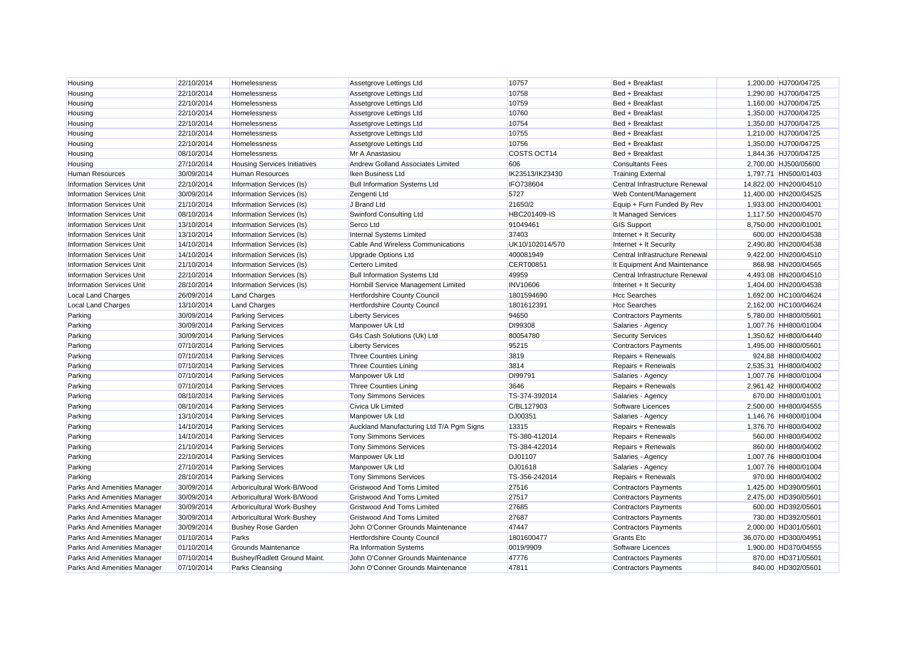| | | | | | | | |
|---|---|---|---|---|---|---|---|
| Housing | 22/10/2014 | Homelessness | Assetgrove Lettings Ltd | 10757 | Bed + Breakfast | 1,200.00 | HJ700/04725 |
| Housing | 22/10/2014 | Homelessness | Assetgrove Lettings Ltd | 10758 | Bed + Breakfast | 1,290.00 | HJ700/04725 |
| Housing | 22/10/2014 | Homelessness | Assetgrove Lettings Ltd | 10759 | Bed + Breakfast | 1,160.00 | HJ700/04725 |
| Housing | 22/10/2014 | Homelessness | Assetgrove Lettings Ltd | 10760 | Bed + Breakfast | 1,350.00 | HJ700/04725 |
| Housing | 22/10/2014 | Homelessness | Assetgrove Lettings Ltd | 10754 | Bed + Breakfast | 1,350.00 | HJ700/04725 |
| Housing | 22/10/2014 | Homelessness | Assetgrove Lettings Ltd | 10755 | Bed + Breakfast | 1,210.00 | HJ700/04725 |
| Housing | 22/10/2014 | Homelessness | Assetgrove Lettings Ltd | 10756 | Bed + Breakfast | 1,350.00 | HJ700/04725 |
| Housing | 08/10/2014 | Homelessness | Mr A Anastasiou | COSTS OCT14 | Bed + Breakfast | 1,844.36 | HJ700/04725 |
| Housing | 27/10/2014 | Housing Services Initiatives | Andrew Golland Associates Limited | 606 | Consultants Fees | 2,700.00 | HJ500/05600 |
| Human Resources | 30/09/2014 | Human Resources | Iken Business Ltd | IK23513/IK23430 | Training External | 1,797.71 | HN500/01403 |
| Information Services Unit | 22/10/2014 | Information Services (Is) | Bull Information Systems Ltd | IFO738604 | Central Infrastructure Renewal | 14,822.00 | HN200/04510 |
| Information Services Unit | 30/09/2014 | Information Services (Is) | Zengenti Ltd | 5727 | Web Content/Management | 11,400.00 | HN200/04525 |
| Information Services Unit | 21/10/2014 | Information Services (Is) | J Brand Ltd | 21650/2 | Equip + Furn Funded By Rev | 1,933.00 | HN200/04001 |
| Information Services Unit | 08/10/2014 | Information Services (Is) | Swinford Consulting Ltd | HBC201409-IS | It Managed Services | 1,117.50 | HN200/04570 |
| Information Services Unit | 13/10/2014 | Information Services (Is) | Serco Ltd | 91049461 | GIS Support | 8,750.00 | HN200/01001 |
| Information Services Unit | 13/10/2014 | Information Services (Is) | Internal Systems Limited | 37403 | Internet + It Security | 600.00 | HN200/04538 |
| Information Services Unit | 14/10/2014 | Information Services (Is) | Cable And Wireless Communications | UK10/102014/570 | Internet + It Security | 2,490.80 | HN200/04538 |
| Information Services Unit | 14/10/2014 | Information Services (Is) | Upgrade Options Ltd | 400081949 | Central Infrastructure Renewal | 9,422.00 | HN200/04510 |
| Information Services Unit | 21/10/2014 | Information Services (Is) | Certero Limited | CERT00851 | It Equipment And Maintenance | 868.98 | HN200/04565 |
| Information Services Unit | 22/10/2014 | Information Services (Is) | Bull Information Systems Ltd | 49959 | Central Infrastructure Renewal | 4,493.08 | HN200/04510 |
| Information Services Unit | 28/10/2014 | Information Services (Is) | Hornbill Service Management Limited | INV10606 | Internet + It Security | 1,404.00 | HN200/04538 |
| Local Land Charges | 26/09/2014 | Land Charges | Hertfordshire County Council | 1801594690 | Hcc Searches | 1,692.00 | HC100/04624 |
| Local Land Charges | 13/10/2014 | Land Charges | Hertfordshire County Council | 1801612391 | Hcc Searches | 2,162.00 | HC100/04624 |
| Parking | 30/09/2014 | Parking Services | Liberty Services | 94650 | Contractors Payments | 5,780.00 | HH800/05601 |
| Parking | 30/09/2014 | Parking Services | Manpower Uk Ltd | DI99308 | Salaries - Agency | 1,007.76 | HH800/01004 |
| Parking | 30/09/2014 | Parking Services | G4s Cash Solutions (Uk) Ltd | 80054780 | Security Services | 1,350.62 | HH800/04440 |
| Parking | 07/10/2014 | Parking Services | Liberty Services | 95215 | Contractors Payments | 1,495.00 | HH800/05601 |
| Parking | 07/10/2014 | Parking Services | Three Counties Lining | 3819 | Repairs + Renewals | 924.88 | HH800/04002 |
| Parking | 07/10/2014 | Parking Services | Three Counties Lining | 3814 | Repairs + Renewals | 2,535.31 | HH800/04002 |
| Parking | 07/10/2014 | Parking Services | Manpower Uk Ltd | DI99791 | Salaries - Agency | 1,007.76 | HH800/01004 |
| Parking | 07/10/2014 | Parking Services | Three Counties Lining | 3646 | Repairs + Renewals | 2,961.42 | HH800/04002 |
| Parking | 08/10/2014 | Parking Services | Tony Simmons Services | TS-374-392014 | Salaries - Agency | 670.00 | HH800/01001 |
| Parking | 08/10/2014 | Parking Services | Civica Uk Limited | C/BL127903 | Software Licences | 2,500.00 | HH800/04555 |
| Parking | 13/10/2014 | Parking Services | Manpower Uk Ltd | DJ00351 | Salaries - Agency | 1,146.76 | HH800/01004 |
| Parking | 14/10/2014 | Parking Services | Auckland Manufacturing Ltd T/A Pgm Signs | 13315 | Repairs + Renewals | 1,376.70 | HH800/04002 |
| Parking | 14/10/2014 | Parking Services | Tony Simmons Services | TS-380-412014 | Repairs + Renewals | 560.00 | HH800/04002 |
| Parking | 21/10/2014 | Parking Services | Tony Simmons Services | TS-384-422014 | Repairs + Renewals | 860.00 | HH800/04002 |
| Parking | 22/10/2014 | Parking Services | Manpower Uk Ltd | DJ01107 | Salaries - Agency | 1,007.76 | HH800/01004 |
| Parking | 27/10/2014 | Parking Services | Manpower Uk Ltd | DJ01618 | Salaries - Agency | 1,007.76 | HH800/01004 |
| Parking | 28/10/2014 | Parking Services | Tony Simmons Services | TS-356-242014 | Repairs + Renewals | 970.00 | HH800/04002 |
| Parks And Amenities Manager | 30/09/2014 | Arboricultural Work-B/Wood | Gristwood And Toms Limited | 27516 | Contractors Payments | 1,425.00 | HD390/05601 |
| Parks And Amenities Manager | 30/09/2014 | Arboricultural Work-B/Wood | Gristwood And Toms Limited | 27517 | Contractors Payments | 2,475.00 | HD390/05601 |
| Parks And Amenities Manager | 30/09/2014 | Arboricultural Work-Bushey | Gristwood And Toms Limited | 27685 | Contractors Payments | 600.00 | HD392/05601 |
| Parks And Amenities Manager | 30/09/2014 | Arboricultural Work-Bushey | Gristwood And Toms Limited | 27687 | Contractors Payments | 730.00 | HD392/05601 |
| Parks And Amenities Manager | 30/09/2014 | Bushey Rose Garden | John O'Conner Grounds Maintenance | 47447 | Contractors Payments | 2,000.00 | HD301/05601 |
| Parks And Amenities Manager | 01/10/2014 | Parks | Hertfordshire County Council | 1801600477 | Grants Etc | 36,070.00 | HD300/04951 |
| Parks And Amenities Manager | 01/10/2014 | Grounds Maintenance | Ra Information Systems | 0019/9909 | Software Licences | 1,900.00 | HD370/04555 |
| Parks And Amenities Manager | 07/10/2014 | Bushey/Radlett Ground Maint. | John O'Conner Grounds Maintenance | 47776 | Contractors Payments | 870.00 | HD371/05601 |
| Parks And Amenities Manager | 07/10/2014 | Parks Cleansing | John O'Conner Grounds Maintenance | 47811 | Contractors Payments | 840.00 | HD302/05601 |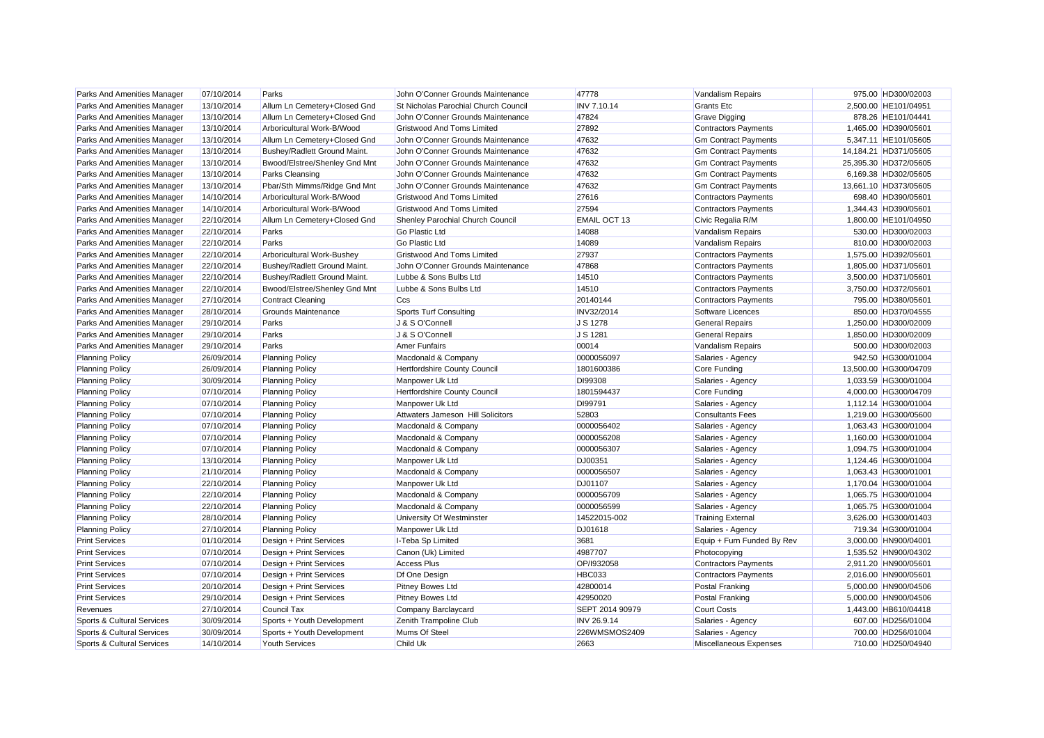| | | | | | | | |
|---|---|---|---|---|---|---|---|
| Parks And Amenities Manager | 07/10/2014 | Parks | John O'Conner Grounds Maintenance | 47778 | Vandalism Repairs | 975.00 | HD300/02003 |
| Parks And Amenities Manager | 13/10/2014 | Allum Ln Cemetery+Closed Gnd | St Nicholas Parochial Church Council | INV 7.10.14 | Grants Etc | 2,500.00 | HE101/04951 |
| Parks And Amenities Manager | 13/10/2014 | Allum Ln Cemetery+Closed Gnd | John O'Conner Grounds Maintenance | 47824 | Grave Digging | 878.26 | HE101/04441 |
| Parks And Amenities Manager | 13/10/2014 | Arboricultural Work-B/Wood | Gristwood And Toms Limited | 27892 | Contractors Payments | 1,465.00 | HD390/05601 |
| Parks And Amenities Manager | 13/10/2014 | Allum Ln Cemetery+Closed Gnd | John O'Conner Grounds Maintenance | 47632 | Gm Contract Payments | 5,347.11 | HE101/05605 |
| Parks And Amenities Manager | 13/10/2014 | Bushey/Radlett Ground Maint. | John O'Conner Grounds Maintenance | 47632 | Gm Contract Payments | 14,184.21 | HD371/05605 |
| Parks And Amenities Manager | 13/10/2014 | Bwood/Elstree/Shenley Gnd Mnt | John O'Conner Grounds Maintenance | 47632 | Gm Contract Payments | 25,395.30 | HD372/05605 |
| Parks And Amenities Manager | 13/10/2014 | Parks Cleansing | John O'Conner Grounds Maintenance | 47632 | Gm Contract Payments | 6,169.38 | HD302/05605 |
| Parks And Amenities Manager | 13/10/2014 | Pbar/Sth Mimms/Ridge Gnd Mnt | John O'Conner Grounds Maintenance | 47632 | Gm Contract Payments | 13,661.10 | HD373/05605 |
| Parks And Amenities Manager | 14/10/2014 | Arboricultural Work-B/Wood | Gristwood And Toms Limited | 27616 | Contractors Payments | 698.40 | HD390/05601 |
| Parks And Amenities Manager | 14/10/2014 | Arboricultural Work-B/Wood | Gristwood And Toms Limited | 27594 | Contractors Payments | 1,344.43 | HD390/05601 |
| Parks And Amenities Manager | 22/10/2014 | Allum Ln Cemetery+Closed Gnd | Shenley Parochial Church Council | EMAIL OCT 13 | Civic Regalia R/M | 1,800.00 | HE101/04950 |
| Parks And Amenities Manager | 22/10/2014 | Parks | Go Plastic Ltd | 14088 | Vandalism Repairs | 530.00 | HD300/02003 |
| Parks And Amenities Manager | 22/10/2014 | Parks | Go Plastic Ltd | 14089 | Vandalism Repairs | 810.00 | HD300/02003 |
| Parks And Amenities Manager | 22/10/2014 | Arboricultural Work-Bushey | Gristwood And Toms Limited | 27937 | Contractors Payments | 1,575.00 | HD392/05601 |
| Parks And Amenities Manager | 22/10/2014 | Bushey/Radlett Ground Maint. | John O'Conner Grounds Maintenance | 47868 | Contractors Payments | 1,805.00 | HD371/05601 |
| Parks And Amenities Manager | 22/10/2014 | Bushey/Radlett Ground Maint. | Lubbe & Sons Bulbs Ltd | 14510 | Contractors Payments | 3,500.00 | HD371/05601 |
| Parks And Amenities Manager | 22/10/2014 | Bwood/Elstree/Shenley Gnd Mnt | Lubbe & Sons Bulbs Ltd | 14510 | Contractors Payments | 3,750.00 | HD372/05601 |
| Parks And Amenities Manager | 27/10/2014 | Contract Cleaning | Ccs | 20140144 | Contractors Payments | 795.00 | HD380/05601 |
| Parks And Amenities Manager | 28/10/2014 | Grounds Maintenance | Sports Turf Consulting | INV32/2014 | Software Licences | 850.00 | HD370/04555 |
| Parks And Amenities Manager | 29/10/2014 | Parks | J & S O'Connell | J S 1278 | General Repairs | 1,250.00 | HD300/02009 |
| Parks And Amenities Manager | 29/10/2014 | Parks | J & S O'Connell | J S 1281 | General Repairs | 1,850.00 | HD300/02009 |
| Parks And Amenities Manager | 29/10/2014 | Parks | Amer Funfairs | 00014 | Vandalism Repairs | 500.00 | HD300/02003 |
| Planning Policy | 26/09/2014 | Planning Policy | Macdonald & Company | 0000056097 | Salaries - Agency | 942.50 | HG300/01004 |
| Planning Policy | 26/09/2014 | Planning Policy | Hertfordshire County Council | 1801600386 | Core Funding | 13,500.00 | HG300/04709 |
| Planning Policy | 30/09/2014 | Planning Policy | Manpower Uk Ltd | DI99308 | Salaries - Agency | 1,033.59 | HG300/01004 |
| Planning Policy | 07/10/2014 | Planning Policy | Hertfordshire County Council | 1801594437 | Core Funding | 4,000.00 | HG300/04709 |
| Planning Policy | 07/10/2014 | Planning Policy | Manpower Uk Ltd | DI99791 | Salaries - Agency | 1,112.14 | HG300/01004 |
| Planning Policy | 07/10/2014 | Planning Policy | Attwaters Jameson Hill Solicitors | 52803 | Consultants Fees | 1,219.00 | HG300/05600 |
| Planning Policy | 07/10/2014 | Planning Policy | Macdonald & Company | 0000056402 | Salaries - Agency | 1,063.43 | HG300/01004 |
| Planning Policy | 07/10/2014 | Planning Policy | Macdonald & Company | 0000056208 | Salaries - Agency | 1,160.00 | HG300/01004 |
| Planning Policy | 07/10/2014 | Planning Policy | Macdonald & Company | 0000056307 | Salaries - Agency | 1,094.75 | HG300/01004 |
| Planning Policy | 13/10/2014 | Planning Policy | Manpower Uk Ltd | DJ00351 | Salaries - Agency | 1,124.46 | HG300/01004 |
| Planning Policy | 21/10/2014 | Planning Policy | Macdonald & Company | 0000056507 | Salaries - Agency | 1,063.43 | HG300/01001 |
| Planning Policy | 22/10/2014 | Planning Policy | Manpower Uk Ltd | DJ01107 | Salaries - Agency | 1,170.04 | HG300/01004 |
| Planning Policy | 22/10/2014 | Planning Policy | Macdonald & Company | 0000056709 | Salaries - Agency | 1,065.75 | HG300/01004 |
| Planning Policy | 22/10/2014 | Planning Policy | Macdonald & Company | 0000056599 | Salaries - Agency | 1,065.75 | HG300/01004 |
| Planning Policy | 28/10/2014 | Planning Policy | University Of Westminster | 14522015-002 | Training External | 3,626.00 | HG300/01403 |
| Planning Policy | 27/10/2014 | Planning Policy | Manpower Uk Ltd | DJ01618 | Salaries - Agency | 719.34 | HG300/01004 |
| Print Services | 01/10/2014 | Design + Print Services | I-Teba Sp Limited | 3681 | Equip + Furn Funded By Rev | 3,000.00 | HN900/04001 |
| Print Services | 07/10/2014 | Design + Print Services | Canon (Uk) Limited | 4987707 | Photocopying | 1,535.52 | HN900/04302 |
| Print Services | 07/10/2014 | Design + Print Services | Access Plus | OP/I932058 | Contractors Payments | 2,911.20 | HN900/05601 |
| Print Services | 07/10/2014 | Design + Print Services | Df One Design | HBC033 | Contractors Payments | 2,016.00 | HN900/05601 |
| Print Services | 20/10/2014 | Design + Print Services | Pitney Bowes Ltd | 42800014 | Postal Franking | 5,000.00 | HN900/04506 |
| Print Services | 29/10/2014 | Design + Print Services | Pitney Bowes Ltd | 42950020 | Postal Franking | 5,000.00 | HN900/04506 |
| Revenues | 27/10/2014 | Council Tax | Company Barclaycard | SEPT 2014 90979 | Court Costs | 1,443.00 | HB610/04418 |
| Sports & Cultural Services | 30/09/2014 | Sports + Youth Development | Zenith Trampoline Club | INV 26.9.14 | Salaries - Agency | 607.00 | HD256/01004 |
| Sports & Cultural Services | 30/09/2014 | Sports + Youth Development | Mums Of Steel | 226WMSMOS2409 | Salaries - Agency | 700.00 | HD256/01004 |
| Sports & Cultural Services | 14/10/2014 | Youth Services | Child Uk | 2663 | Miscellaneous Expenses | 710.00 | HD250/04940 |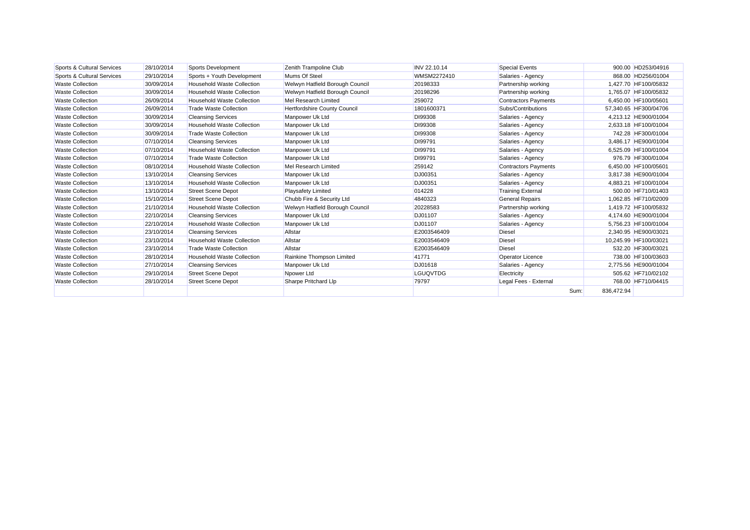| | | | | | | | |
|---|---|---|---|---|---|---|---|
| Sports & Cultural Services | 28/10/2014 | Sports Development | Zenith Trampoline Club | INV 22.10.14 | Special Events | 900.00 | HD253/04916 |
| Sports & Cultural Services | 29/10/2014 | Sports + Youth Development | Mums Of Steel | WMSM2272410 | Salaries - Agency | 868.00 | HD256/01004 |
| Waste Collection | 30/09/2014 | Household Waste Collection | Welwyn Hatfield Borough Council | 20198333 | Partnership working | 1,427.70 | HF100/05832 |
| Waste Collection | 30/09/2014 | Household Waste Collection | Welwyn Hatfield Borough Council | 20198296 | Partnership working | 1,765.07 | HF100/05832 |
| Waste Collection | 26/09/2014 | Household Waste Collection | Mel Research Limited | 259072 | Contractors Payments | 6,450.00 | HF100/05601 |
| Waste Collection | 26/09/2014 | Trade Waste Collection | Hertfordshire County Council | 1801600371 | Subs/Contributions | 57,340.65 | HF300/04706 |
| Waste Collection | 30/09/2014 | Cleansing Services | Manpower Uk Ltd | DI99308 | Salaries - Agency | 4,213.12 | HE900/01004 |
| Waste Collection | 30/09/2014 | Household Waste Collection | Manpower Uk Ltd | DI99308 | Salaries - Agency | 2,633.18 | HF100/01004 |
| Waste Collection | 30/09/2014 | Trade Waste Collection | Manpower Uk Ltd | DI99308 | Salaries - Agency | 742.28 | HF300/01004 |
| Waste Collection | 07/10/2014 | Cleansing Services | Manpower Uk Ltd | DI99791 | Salaries - Agency | 3,486.17 | HE900/01004 |
| Waste Collection | 07/10/2014 | Household Waste Collection | Manpower Uk Ltd | DI99791 | Salaries - Agency | 6,525.09 | HF100/01004 |
| Waste Collection | 07/10/2014 | Trade Waste Collection | Manpower Uk Ltd | DI99791 | Salaries - Agency | 976.79 | HF300/01004 |
| Waste Collection | 08/10/2014 | Household Waste Collection | Mel Research Limited | 259142 | Contractors Payments | 6,450.00 | HF100/05601 |
| Waste Collection | 13/10/2014 | Cleansing Services | Manpower Uk Ltd | DJ00351 | Salaries - Agency | 3,817.38 | HE900/01004 |
| Waste Collection | 13/10/2014 | Household Waste Collection | Manpower Uk Ltd | DJ00351 | Salaries - Agency | 4,883.21 | HF100/01004 |
| Waste Collection | 13/10/2014 | Street Scene Depot | Playsafety Limited | 014228 | Training External | 500.00 | HF710/01403 |
| Waste Collection | 15/10/2014 | Street Scene Depot | Chubb Fire & Security Ltd | 4840323 | General Repairs | 1,062.85 | HF710/02009 |
| Waste Collection | 21/10/2014 | Household Waste Collection | Welwyn Hatfield Borough Council | 20228583 | Partnership working | 1,419.72 | HF100/05832 |
| Waste Collection | 22/10/2014 | Cleansing Services | Manpower Uk Ltd | DJ01107 | Salaries - Agency | 4,174.60 | HE900/01004 |
| Waste Collection | 22/10/2014 | Household Waste Collection | Manpower Uk Ltd | DJ01107 | Salaries - Agency | 5,756.23 | HF100/01004 |
| Waste Collection | 23/10/2014 | Cleansing Services | Allstar | E2003546409 | Diesel | 2,340.95 | HE900/03021 |
| Waste Collection | 23/10/2014 | Household Waste Collection | Allstar | E2003546409 | Diesel | 10,245.99 | HF100/03021 |
| Waste Collection | 23/10/2014 | Trade Waste Collection | Allstar | E2003546409 | Diesel | 532.20 | HF300/03021 |
| Waste Collection | 28/10/2014 | Household Waste Collection | Rainkine Thompson Limited | 41771 | Operator Licence | 738.00 | HF100/03603 |
| Waste Collection | 27/10/2014 | Cleansing Services | Manpower Uk Ltd | DJ01618 | Salaries - Agency | 2,775.56 | HE900/01004 |
| Waste Collection | 29/10/2014 | Street Scene Depot | Npower Ltd | LGUQVTDG | Electricity | 505.62 | HF710/02102 |
| Waste Collection | 28/10/2014 | Street Scene Depot | Sharpe Pritchard Llp | 79797 | Legal Fees - External | 768.00 | HF710/04415 |
| | | | | | Sum: | 836,472.94 | |